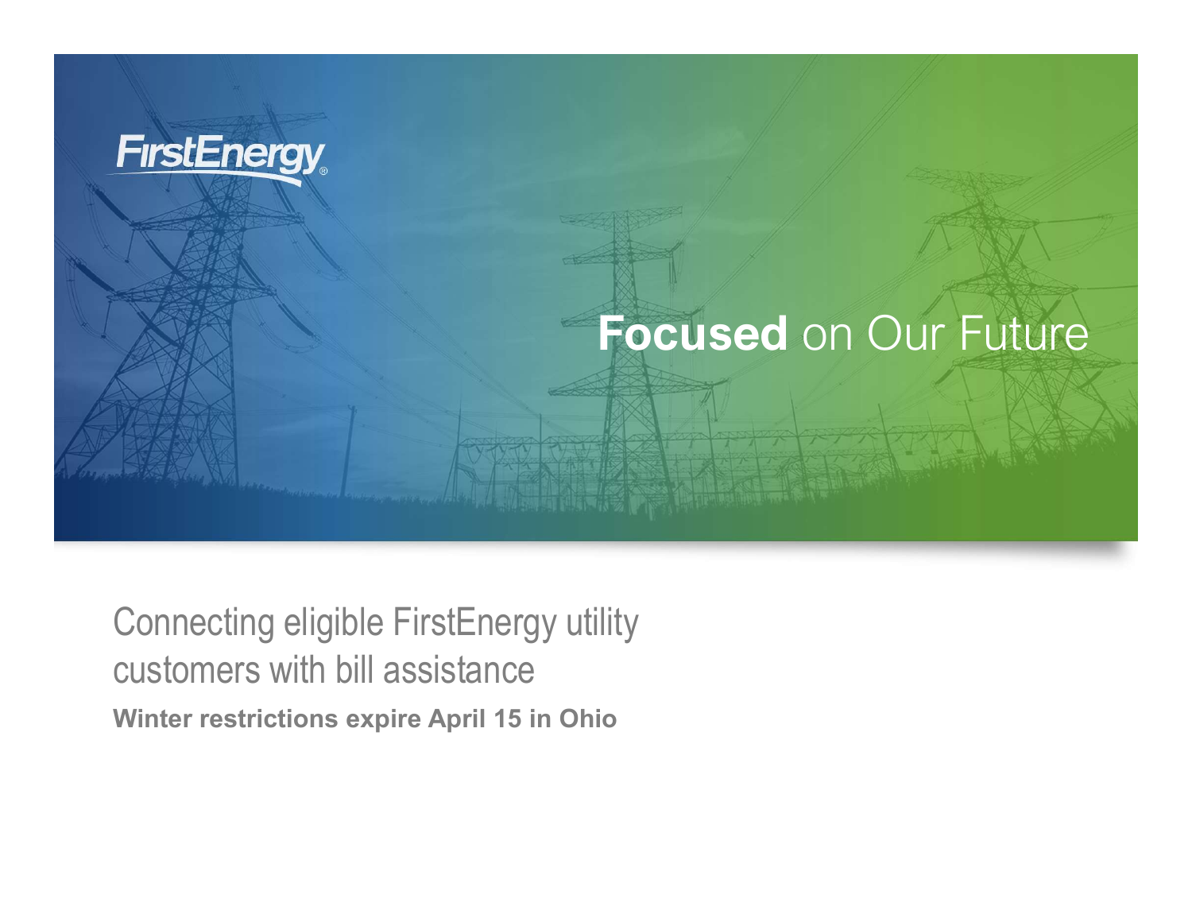FirstEnergy

**Focused** on Our Future

# Connecting eligible FirstEnergy utility customers with bill assistance

**Winter restrictions expire April 15 in Ohio**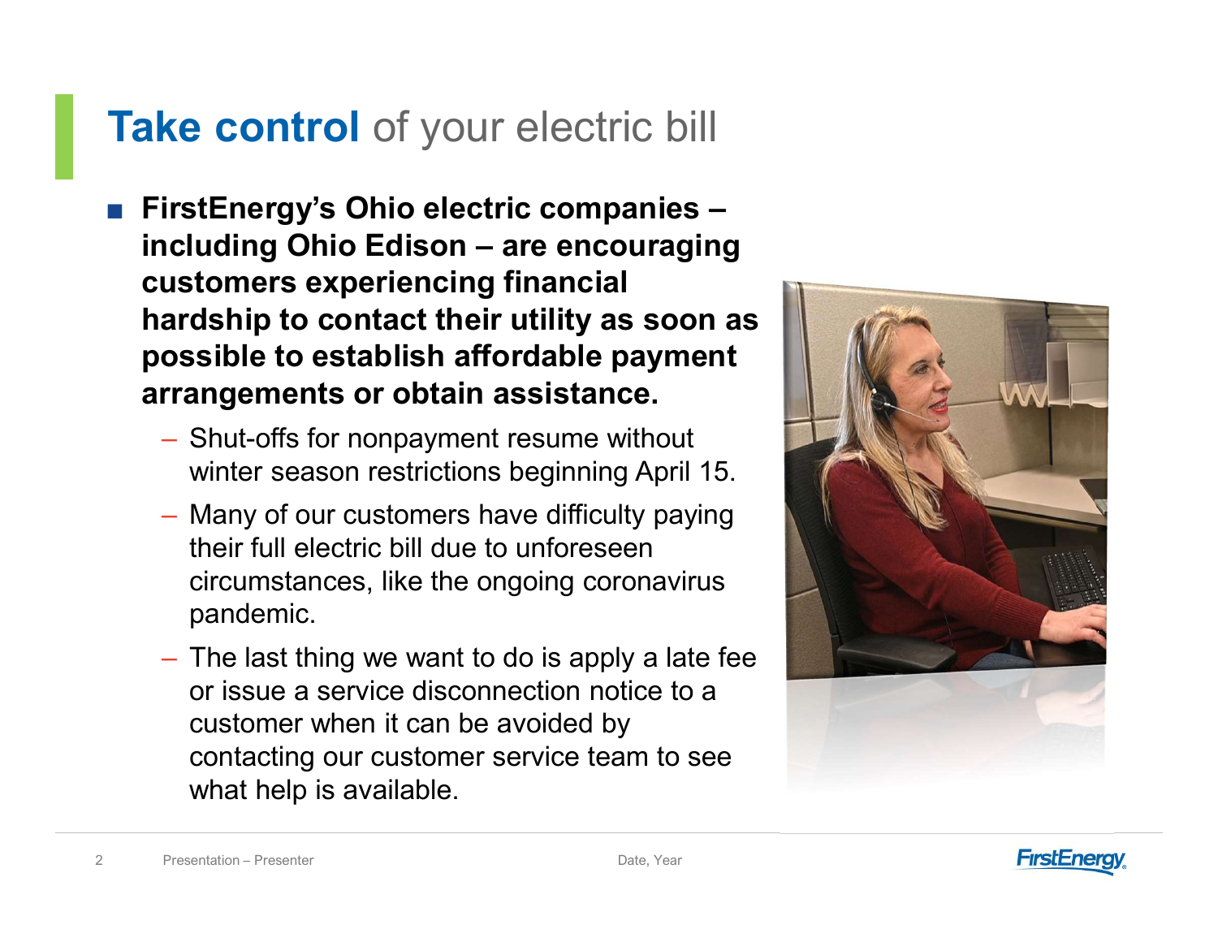# **Take control** of your electric bill

- **FirstEnergy's Ohio electric companies – including Ohio Edison – are encouraging customers experiencing financial hardship to contact their utility as soon as possible to establish affordable payment arrangements or obtain assistance.**
  - Shut-offs for nonpayment resume without winter season restrictions beginning April 15.
  - Many of our customers have difficulty paying their full electric bill due to unforeseen circumstances, like the ongoing coronavirus pandemic.
  - The last thing we want to do is apply a late fee or issue a service disconnection notice to a customer when it can be avoided by contacting our customer service team to see what help is available.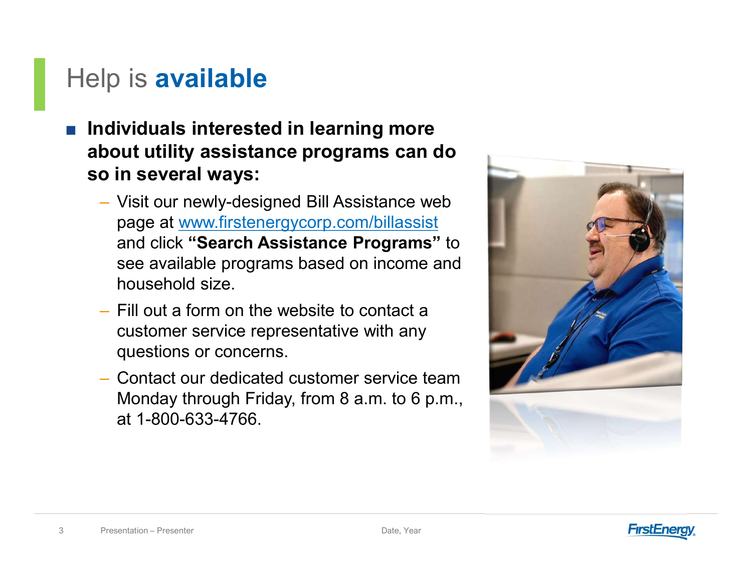# Help is **available**

- **Individuals interested in learning more about utility assistance programs can do so in several ways:**
  - Visit our newly-designed Bill Assistance web page at www.firstenergycorp.com/billassist and click **"Search Assistance Programs"** to see available programs based on income and household size.
  - Fill out a form on the website to contact a customer service representative with any questions or concerns.
  - Contact our dedicated customer service team Monday through Friday, from 8 a.m. to 6 p.m., at 1-800-633-4766.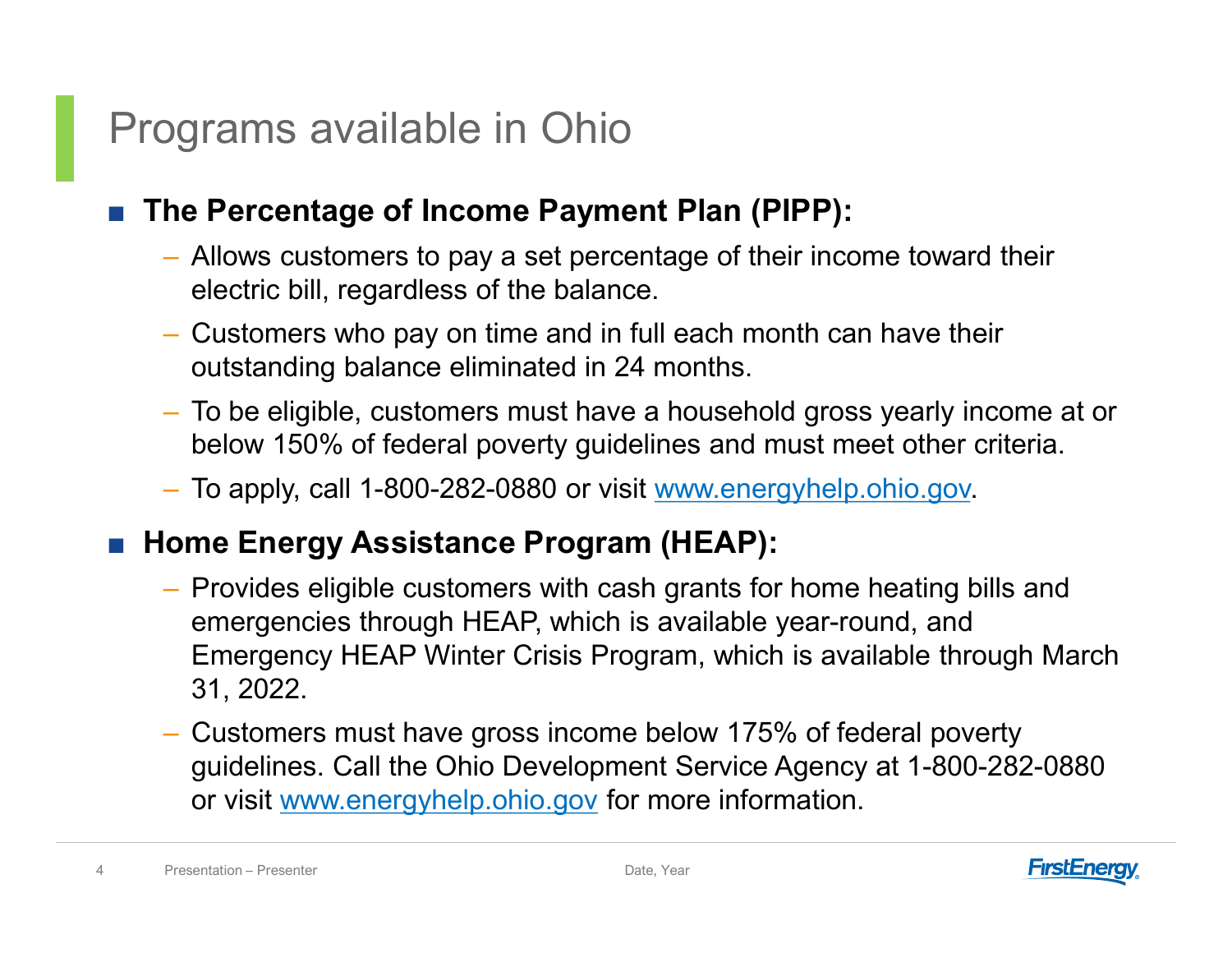# Programs available in Ohio

- **The Percentage of Income Payment Plan (PIPP):**
  - Allows customers to pay a set percentage of their income toward their electric bill, regardless of the balance.
  - Customers who pay on time and in full each month can have their outstanding balance eliminated in 24 months.
  - To be eligible, customers must have a household gross yearly income at or below 150% of federal poverty guidelines and must meet other criteria.
  - To apply, call 1-800-282-0880 or visit [www.energyhelp.ohio.gov](http://www.energyhelp.ohio.gov).
- **Home Energy Assistance Program (HEAP):**
  - Provides eligible customers with cash grants for home heating bills and emergencies through HEAP, which is available year-round, and Emergency HEAP Winter Crisis Program, which is available through March 31, 2022.
  - Customers must have gross income below 175% of federal poverty guidelines. Call the Ohio Development Service Agency at 1-800-282-0880 or visit [www.energyhelp.ohio.gov](http://www.energyhelp.ohio.gov) for more information.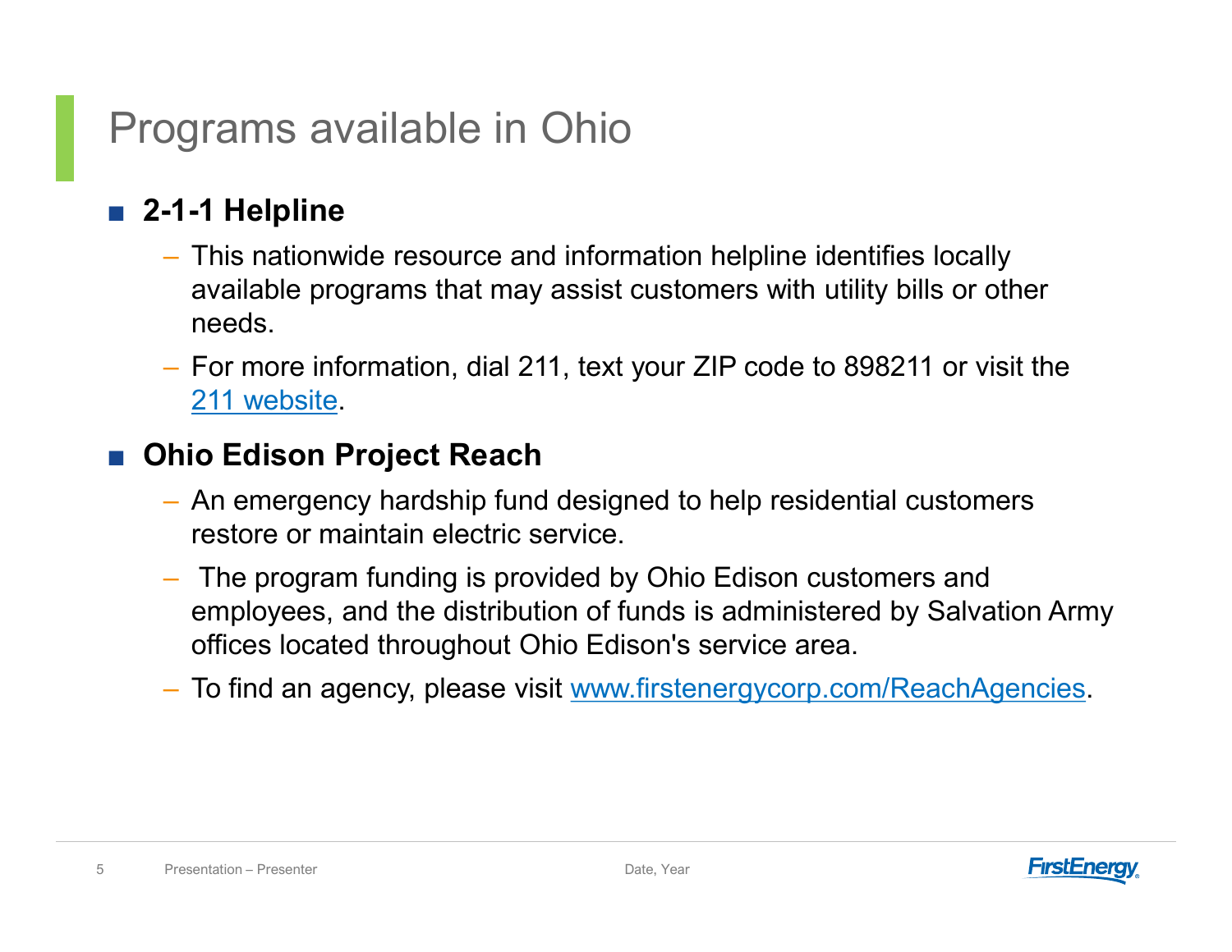# Programs available in Ohio

- **2-1-1 Helpline**
  - This nationwide resource and information helpline identifies locally available programs that may assist customers with utility bills or other needs.
  - For more information, dial 211, text your ZIP code to 898211 or visit the 211 website.
- **Ohio Edison Project Reach**
  - An emergency hardship fund designed to help residential customers restore or maintain electric service.
  - The program funding is provided by Ohio Edison customers and employees, and the distribution of funds is administered by Salvation Army offices located throughout Ohio Edison's service area.
  - To find an agency, please visit www.firstenergycorp.com/ReachAgencies.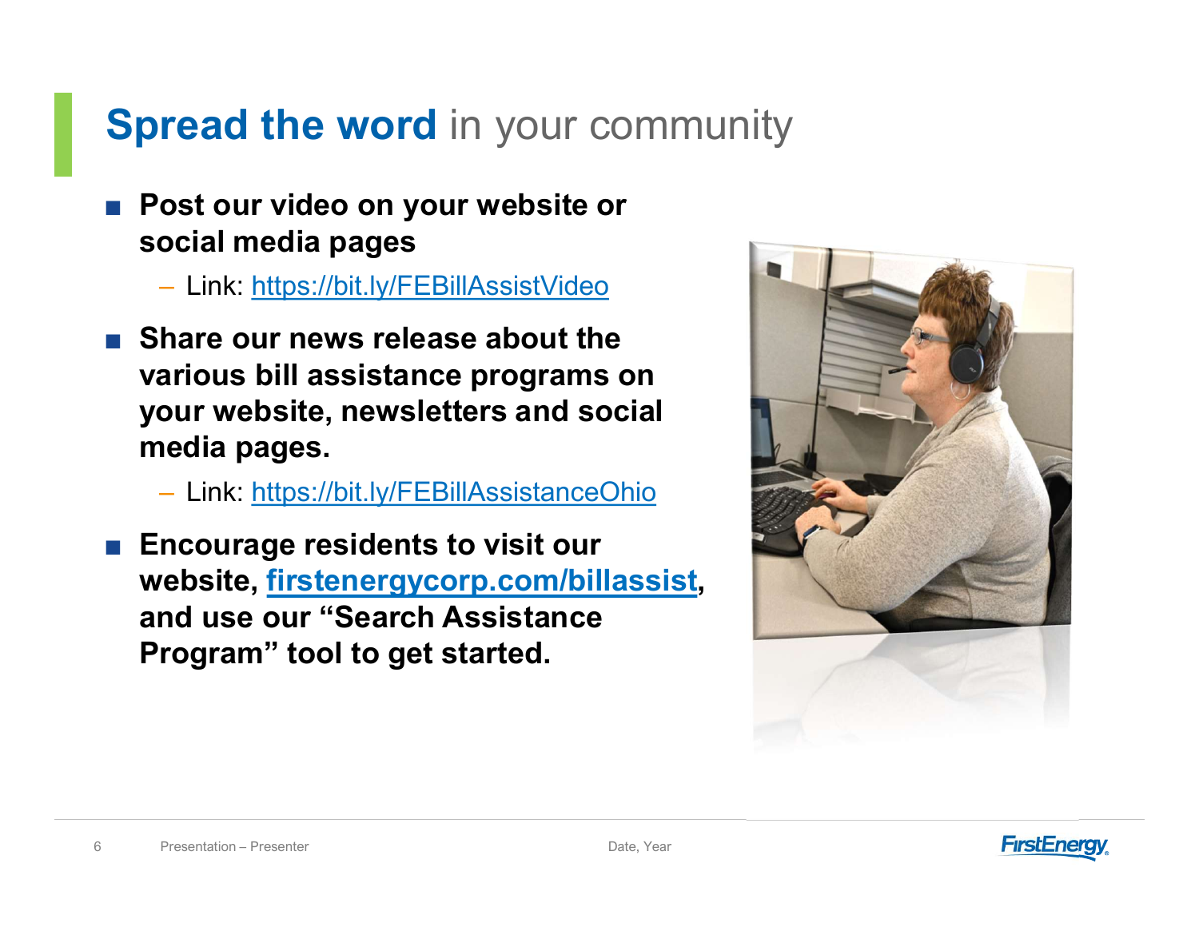# **Spread the word** in your community

- **Post our video on your website or social media pages**
  - Link: https://bit.ly/FEBillAssistVideo
- **Share our news release about the various bill assistance programs on your website, newsletters and social media pages.**
  - Link: https://bit.ly/FEBillAssistanceOhio
- **Encourage residents to visit our website, firstenergycorp.com/billassist, and use our "Search Assistance Program" tool to get started.**